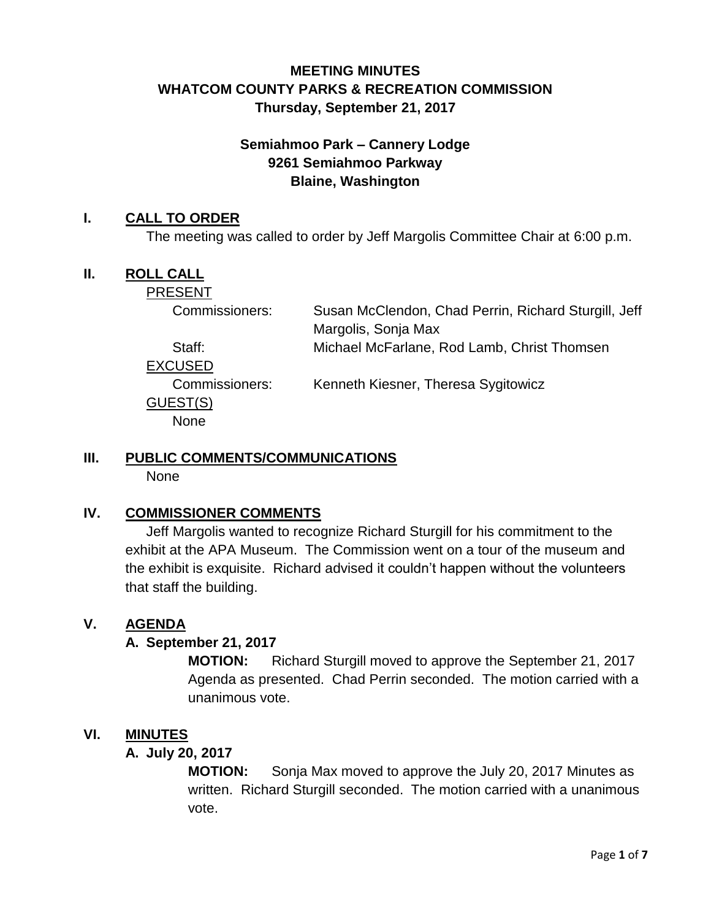# MEETING MINUTES
# WHATCOM COUNTY PARKS & RECREATION COMMISSION
# Thursday, September 21, 2017

### Semiahmoo Park – Cannery Lodge
### 9261 Semiahmoo Parkway
### Blaine, Washington

## I. CALL TO ORDER

The meeting was called to order by Jeff Margolis Committee Chair at 6:00 p.m.

## II. ROLL CALL

PRESENT

| | |
|---|---|
| Commissioners: | Susan McClendon, Chad Perrin, Richard Sturgill, Jeff Margolis, Sonja Max |
| Staff: | Michael McFarlane, Rod Lamb, Christ Thomsen |

EXCUSED

| | |
|---|---|
| Commissioners: | Kenneth Kiesner, Theresa Sygitowicz |

GUEST(S)

None

## III. PUBLIC COMMENTS/COMMUNICATIONS

None

## IV. COMMISSIONER COMMENTS

Jeff Margolis wanted to recognize Richard Sturgill for his commitment to the exhibit at the APA Museum. The Commission went on a tour of the museum and the exhibit is exquisite. Richard advised it couldn't happen without the volunteers that staff the building.

## V. AGENDA

### A. September 21, 2017

**MOTION:** Richard Sturgill moved to approve the September 21, 2017 Agenda as presented. Chad Perrin seconded. The motion carried with a unanimous vote.

## VI. MINUTES

### A. July 20, 2017

**MOTION:** Sonja Max moved to approve the July 20, 2017 Minutes as written. Richard Sturgill seconded. The motion carried with a unanimous vote.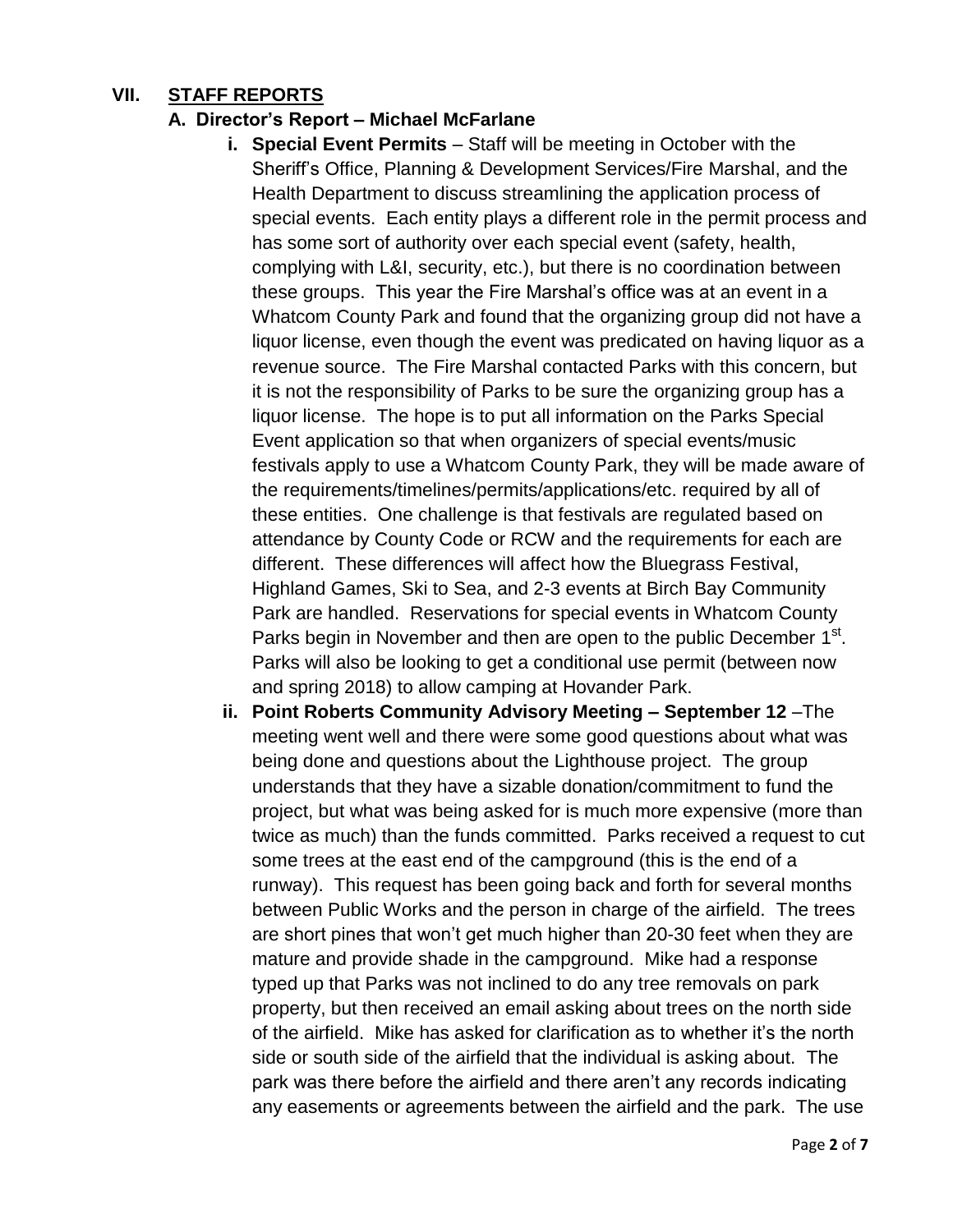## VII. STAFF REPORTS

### A. Director's Report – Michael McFarlane

i. **Special Event Permits** – Staff will be meeting in October with the Sheriff's Office, Planning & Development Services/Fire Marshal, and the Health Department to discuss streamlining the application process of special events. Each entity plays a different role in the permit process and has some sort of authority over each special event (safety, health, complying with L&I, security, etc.), but there is no coordination between these groups. This year the Fire Marshal's office was at an event in a Whatcom County Park and found that the organizing group did not have a liquor license, even though the event was predicated on having liquor as a revenue source. The Fire Marshal contacted Parks with this concern, but it is not the responsibility of Parks to be sure the organizing group has a liquor license. The hope is to put all information on the Parks Special Event application so that when organizers of special events/music festivals apply to use a Whatcom County Park, they will be made aware of the requirements/timelines/permits/applications/etc. required by all of these entities. One challenge is that festivals are regulated based on attendance by County Code or RCW and the requirements for each are different. These differences will affect how the Bluegrass Festival, Highland Games, Ski to Sea, and 2-3 events at Birch Bay Community Park are handled. Reservations for special events in Whatcom County Parks begin in November and then are open to the public December 1st. Parks will also be looking to get a conditional use permit (between now and spring 2018) to allow camping at Hovander Park.

ii. **Point Roberts Community Advisory Meeting – September 12** –The meeting went well and there were some good questions about what was being done and questions about the Lighthouse project. The group understands that they have a sizable donation/commitment to fund the project, but what was being asked for is much more expensive (more than twice as much) than the funds committed. Parks received a request to cut some trees at the east end of the campground (this is the end of a runway). This request has been going back and forth for several months between Public Works and the person in charge of the airfield. The trees are short pines that won't get much higher than 20-30 feet when they are mature and provide shade in the campground. Mike had a response typed up that Parks was not inclined to do any tree removals on park property, but then received an email asking about trees on the north side of the airfield. Mike has asked for clarification as to whether it's the north side or south side of the airfield that the individual is asking about. The park was there before the airfield and there aren't any records indicating any easements or agreements between the airfield and the park. The use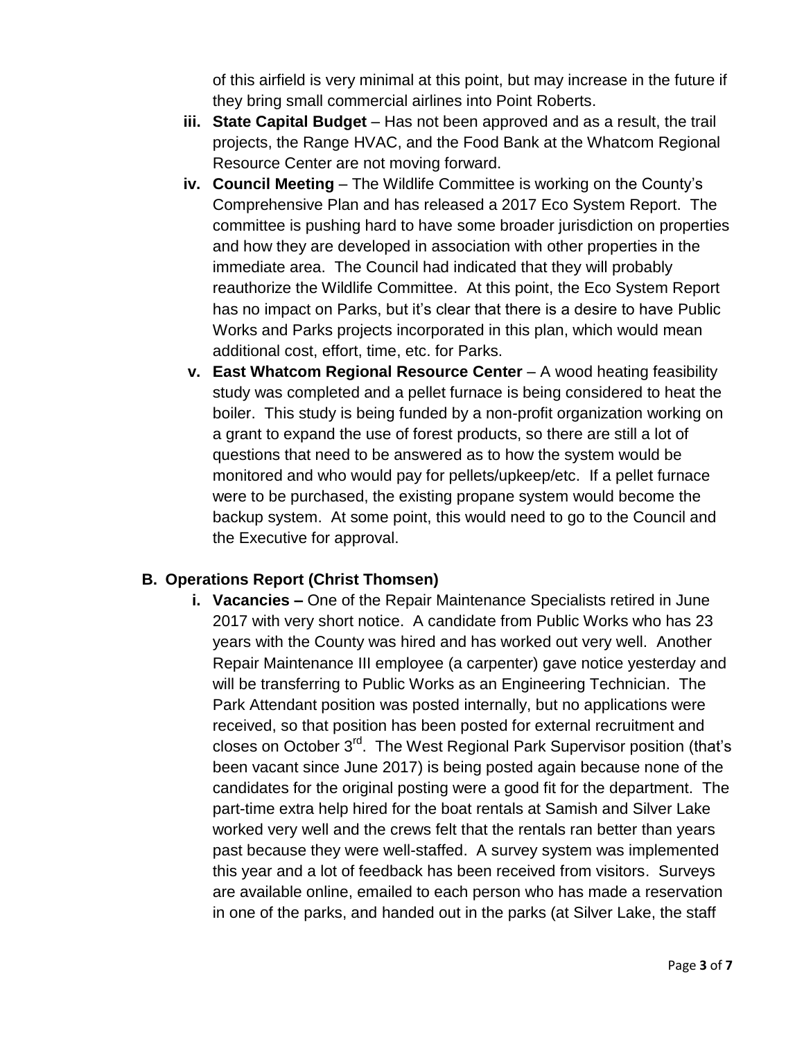of this airfield is very minimal at this point, but may increase in the future if they bring small commercial airlines into Point Roberts.

- **iii. State Capital Budget** – Has not been approved and as a result, the trail projects, the Range HVAC, and the Food Bank at the Whatcom Regional Resource Center are not moving forward.
- **iv. Council Meeting** – The Wildlife Committee is working on the County's Comprehensive Plan and has released a 2017 Eco System Report. The committee is pushing hard to have some broader jurisdiction on properties and how they are developed in association with other properties in the immediate area. The Council had indicated that they will probably reauthorize the Wildlife Committee. At this point, the Eco System Report has no impact on Parks, but it's clear that there is a desire to have Public Works and Parks projects incorporated in this plan, which would mean additional cost, effort, time, etc. for Parks.
- **v. East Whatcom Regional Resource Center** – A wood heating feasibility study was completed and a pellet furnace is being considered to heat the boiler. This study is being funded by a non-profit organization working on a grant to expand the use of forest products, so there are still a lot of questions that need to be answered as to how the system would be monitored and who would pay for pellets/upkeep/etc. If a pellet furnace were to be purchased, the existing propane system would become the backup system. At some point, this would need to go to the Council and the Executive for approval.

## B. Operations Report (Christ Thomsen)

- **i. Vacancies –** One of the Repair Maintenance Specialists retired in June 2017 with very short notice. A candidate from Public Works who has 23 years with the County was hired and has worked out very well. Another Repair Maintenance III employee (a carpenter) gave notice yesterday and will be transferring to Public Works as an Engineering Technician. The Park Attendant position was posted internally, but no applications were received, so that position has been posted for external recruitment and closes on October 3rd. The West Regional Park Supervisor position (that's been vacant since June 2017) is being posted again because none of the candidates for the original posting were a good fit for the department. The part-time extra help hired for the boat rentals at Samish and Silver Lake worked very well and the crews felt that the rentals ran better than years past because they were well-staffed. A survey system was implemented this year and a lot of feedback has been received from visitors. Surveys are available online, emailed to each person who has made a reservation in one of the parks, and handed out in the parks (at Silver Lake, the staff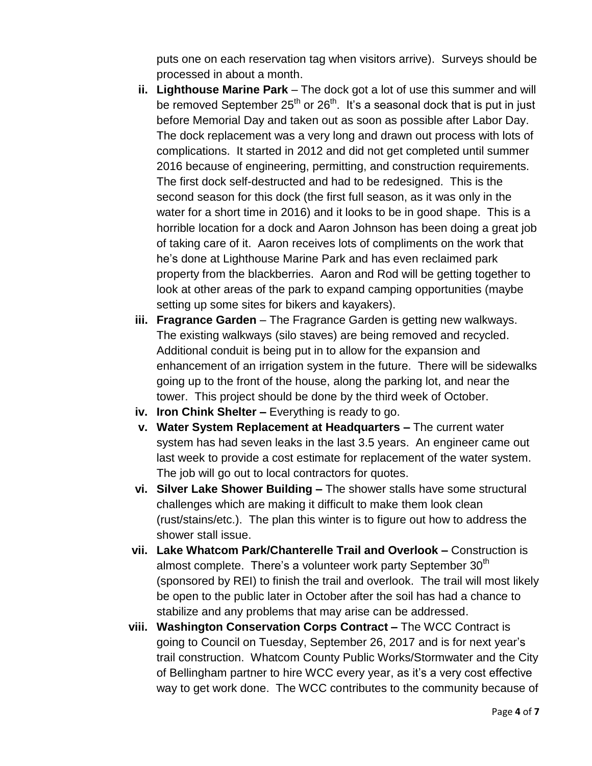puts one on each reservation tag when visitors arrive). Surveys should be processed in about a month.

ii. **Lighthouse Marine Park** – The dock got a lot of use this summer and will be removed September 25th or 26th. It's a seasonal dock that is put in just before Memorial Day and taken out as soon as possible after Labor Day. The dock replacement was a very long and drawn out process with lots of complications. It started in 2012 and did not get completed until summer 2016 because of engineering, permitting, and construction requirements. The first dock self-destructed and had to be redesigned. This is the second season for this dock (the first full season, as it was only in the water for a short time in 2016) and it looks to be in good shape. This is a horrible location for a dock and Aaron Johnson has been doing a great job of taking care of it. Aaron receives lots of compliments on the work that he's done at Lighthouse Marine Park and has even reclaimed park property from the blackberries. Aaron and Rod will be getting together to look at other areas of the park to expand camping opportunities (maybe setting up some sites for bikers and kayakers).

iii. **Fragrance Garden** – The Fragrance Garden is getting new walkways. The existing walkways (silo staves) are being removed and recycled. Additional conduit is being put in to allow for the expansion and enhancement of an irrigation system in the future. There will be sidewalks going up to the front of the house, along the parking lot, and near the tower. This project should be done by the third week of October.

iv. **Iron Chink Shelter –** Everything is ready to go.

v. **Water System Replacement at Headquarters –** The current water system has had seven leaks in the last 3.5 years. An engineer came out last week to provide a cost estimate for replacement of the water system. The job will go out to local contractors for quotes.

vi. **Silver Lake Shower Building –** The shower stalls have some structural challenges which are making it difficult to make them look clean (rust/stains/etc.). The plan this winter is to figure out how to address the shower stall issue.

vii. **Lake Whatcom Park/Chanterelle Trail and Overlook –** Construction is almost complete. There's a volunteer work party September 30th (sponsored by REI) to finish the trail and overlook. The trail will most likely be open to the public later in October after the soil has had a chance to stabilize and any problems that may arise can be addressed.

viii. **Washington Conservation Corps Contract –** The WCC Contract is going to Council on Tuesday, September 26, 2017 and is for next year's trail construction. Whatcom County Public Works/Stormwater and the City of Bellingham partner to hire WCC every year, as it's a very cost effective way to get work done. The WCC contributes to the community because of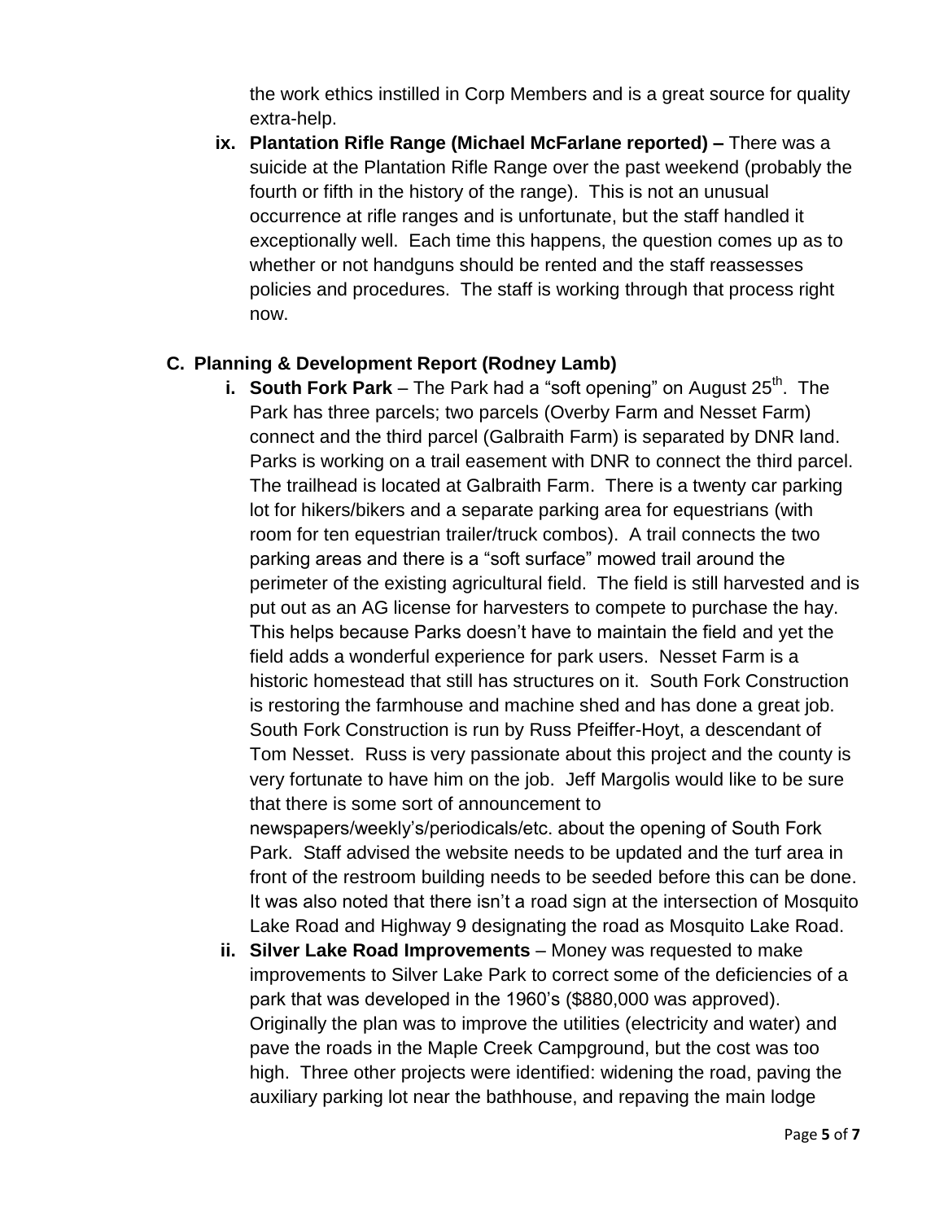the work ethics instilled in Corp Members and is a great source for quality extra-help.

ix. **Plantation Rifle Range (Michael McFarlane reported) –** There was a suicide at the Plantation Rifle Range over the past weekend (probably the fourth or fifth in the history of the range). This is not an unusual occurrence at rifle ranges and is unfortunate, but the staff handled it exceptionally well. Each time this happens, the question comes up as to whether or not handguns should be rented and the staff reassesses policies and procedures. The staff is working through that process right now.

**C. Planning & Development Report (Rodney Lamb)**

i. **South Fork Park** – The Park had a "soft opening" on August 25th. The Park has three parcels; two parcels (Overby Farm and Nesset Farm) connect and the third parcel (Galbraith Farm) is separated by DNR land. Parks is working on a trail easement with DNR to connect the third parcel. The trailhead is located at Galbraith Farm. There is a twenty car parking lot for hikers/bikers and a separate parking area for equestrians (with room for ten equestrian trailer/truck combos). A trail connects the two parking areas and there is a "soft surface" mowed trail around the perimeter of the existing agricultural field. The field is still harvested and is put out as an AG license for harvesters to compete to purchase the hay. This helps because Parks doesn't have to maintain the field and yet the field adds a wonderful experience for park users. Nesset Farm is a historic homestead that still has structures on it. South Fork Construction is restoring the farmhouse and machine shed and has done a great job. South Fork Construction is run by Russ Pfeiffer-Hoyt, a descendant of Tom Nesset. Russ is very passionate about this project and the county is very fortunate to have him on the job. Jeff Margolis would like to be sure that there is some sort of announcement to newspapers/weekly's/periodicals/etc. about the opening of South Fork Park. Staff advised the website needs to be updated and the turf area in front of the restroom building needs to be seeded before this can be done. It was also noted that there isn't a road sign at the intersection of Mosquito Lake Road and Highway 9 designating the road as Mosquito Lake Road.

ii. **Silver Lake Road Improvements** – Money was requested to make improvements to Silver Lake Park to correct some of the deficiencies of a park that was developed in the 1960's ($880,000 was approved). Originally the plan was to improve the utilities (electricity and water) and pave the roads in the Maple Creek Campground, but the cost was too high. Three other projects were identified: widening the road, paving the auxiliary parking lot near the bathhouse, and repaving the main lodge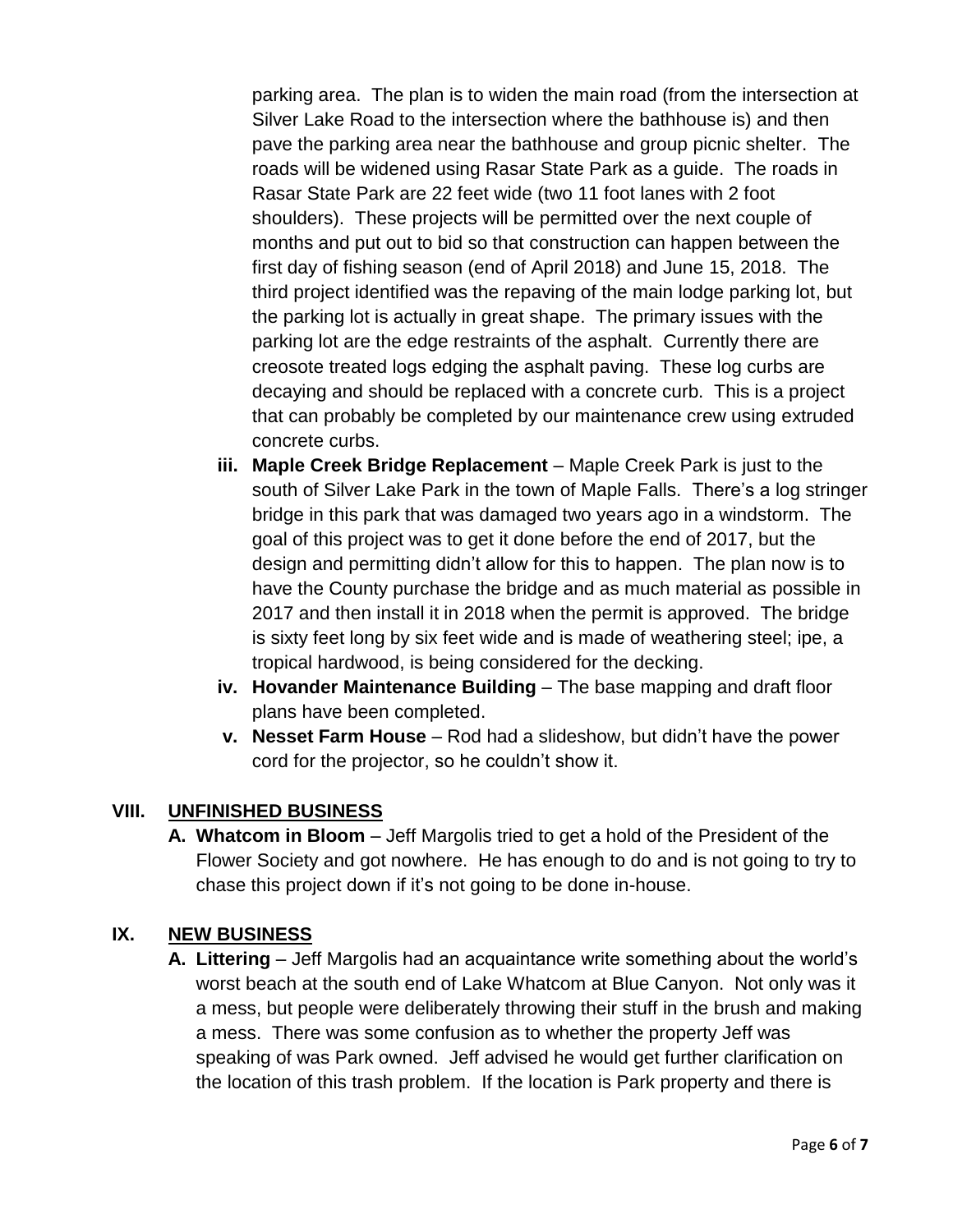parking area. The plan is to widen the main road (from the intersection at Silver Lake Road to the intersection where the bathhouse is) and then pave the parking area near the bathhouse and group picnic shelter. The roads will be widened using Rasar State Park as a guide. The roads in Rasar State Park are 22 feet wide (two 11 foot lanes with 2 foot shoulders). These projects will be permitted over the next couple of months and put out to bid so that construction can happen between the first day of fishing season (end of April 2018) and June 15, 2018. The third project identified was the repaving of the main lodge parking lot, but the parking lot is actually in great shape. The primary issues with the parking lot are the edge restraints of the asphalt. Currently there are creosote treated logs edging the asphalt paving. These log curbs are decaying and should be replaced with a concrete curb. This is a project that can probably be completed by our maintenance crew using extruded concrete curbs.

- **iii. Maple Creek Bridge Replacement** – Maple Creek Park is just to the south of Silver Lake Park in the town of Maple Falls. There's a log stringer bridge in this park that was damaged two years ago in a windstorm. The goal of this project was to get it done before the end of 2017, but the design and permitting didn't allow for this to happen. The plan now is to have the County purchase the bridge and as much material as possible in 2017 and then install it in 2018 when the permit is approved. The bridge is sixty feet long by six feet wide and is made of weathering steel; ipe, a tropical hardwood, is being considered for the decking.
- **iv. Hovander Maintenance Building** – The base mapping and draft floor plans have been completed.
- **v. Nesset Farm House** – Rod had a slideshow, but didn't have the power cord for the projector, so he couldn't show it.

## VIII. UNFINISHED BUSINESS

**A. Whatcom in Bloom** – Jeff Margolis tried to get a hold of the President of the Flower Society and got nowhere. He has enough to do and is not going to try to chase this project down if it's not going to be done in-house.

## IX. NEW BUSINESS

**A. Littering** – Jeff Margolis had an acquaintance write something about the world's worst beach at the south end of Lake Whatcom at Blue Canyon. Not only was it a mess, but people were deliberately throwing their stuff in the brush and making a mess. There was some confusion as to whether the property Jeff was speaking of was Park owned. Jeff advised he would get further clarification on the location of this trash problem. If the location is Park property and there is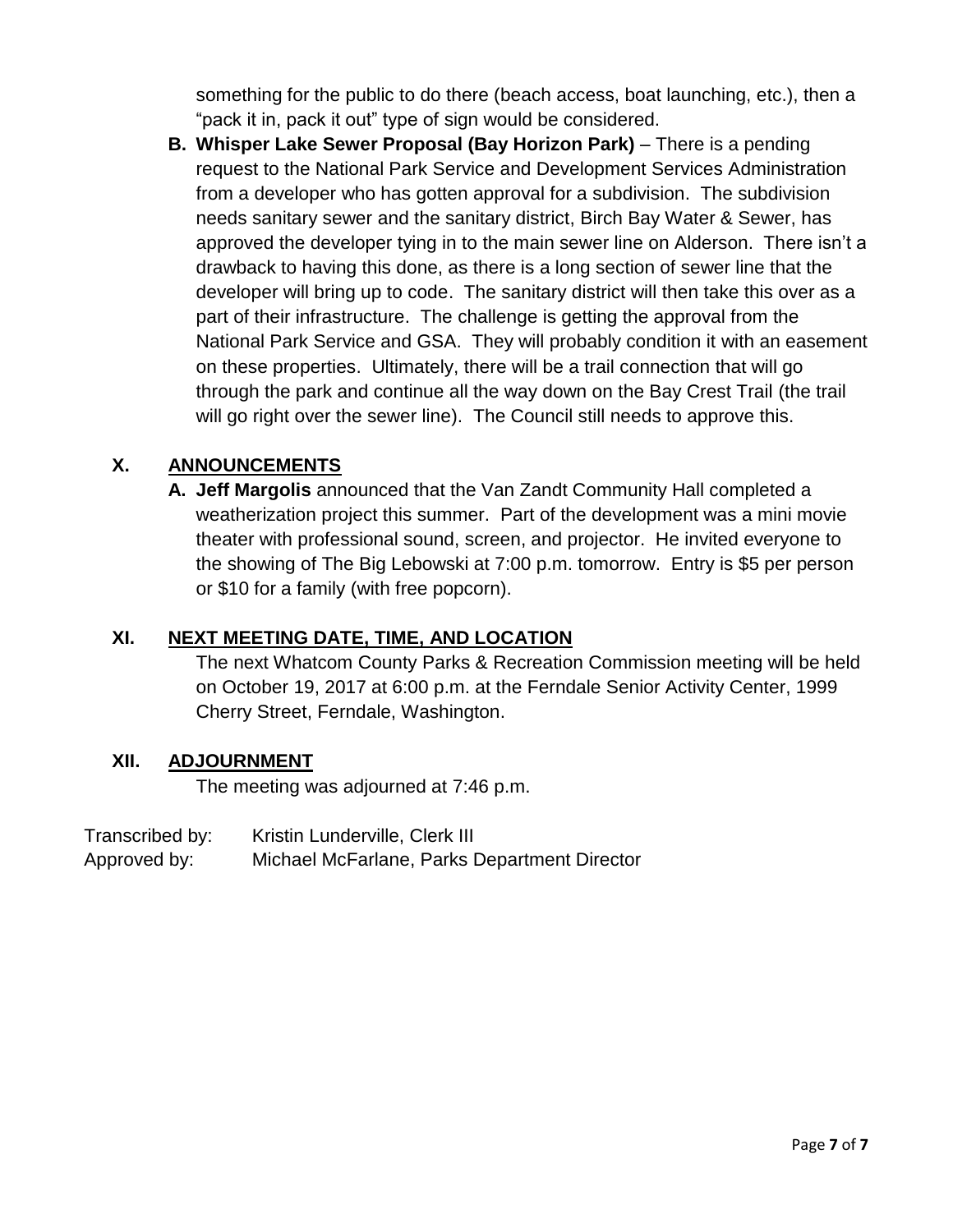something for the public to do there (beach access, boat launching, etc.), then a "pack it in, pack it out" type of sign would be considered.

**B. Whisper Lake Sewer Proposal (Bay Horizon Park)** – There is a pending request to the National Park Service and Development Services Administration from a developer who has gotten approval for a subdivision. The subdivision needs sanitary sewer and the sanitary district, Birch Bay Water & Sewer, has approved the developer tying in to the main sewer line on Alderson. There isn't a drawback to having this done, as there is a long section of sewer line that the developer will bring up to code. The sanitary district will then take this over as a part of their infrastructure. The challenge is getting the approval from the National Park Service and GSA. They will probably condition it with an easement on these properties. Ultimately, there will be a trail connection that will go through the park and continue all the way down on the Bay Crest Trail (the trail will go right over the sewer line). The Council still needs to approve this.

## X. ANNOUNCEMENTS

**A. Jeff Margolis** announced that the Van Zandt Community Hall completed a weatherization project this summer. Part of the development was a mini movie theater with professional sound, screen, and projector. He invited everyone to the showing of The Big Lebowski at 7:00 p.m. tomorrow. Entry is $5 per person or $10 for a family (with free popcorn).

## XI. NEXT MEETING DATE, TIME, AND LOCATION

The next Whatcom County Parks & Recreation Commission meeting will be held on October 19, 2017 at 6:00 p.m. at the Ferndale Senior Activity Center, 1999 Cherry Street, Ferndale, Washington.

## XII. ADJOURNMENT

The meeting was adjourned at 7:46 p.m.

Transcribed by: Kristin Lunderville, Clerk III
Approved by: Michael McFarlane, Parks Department Director